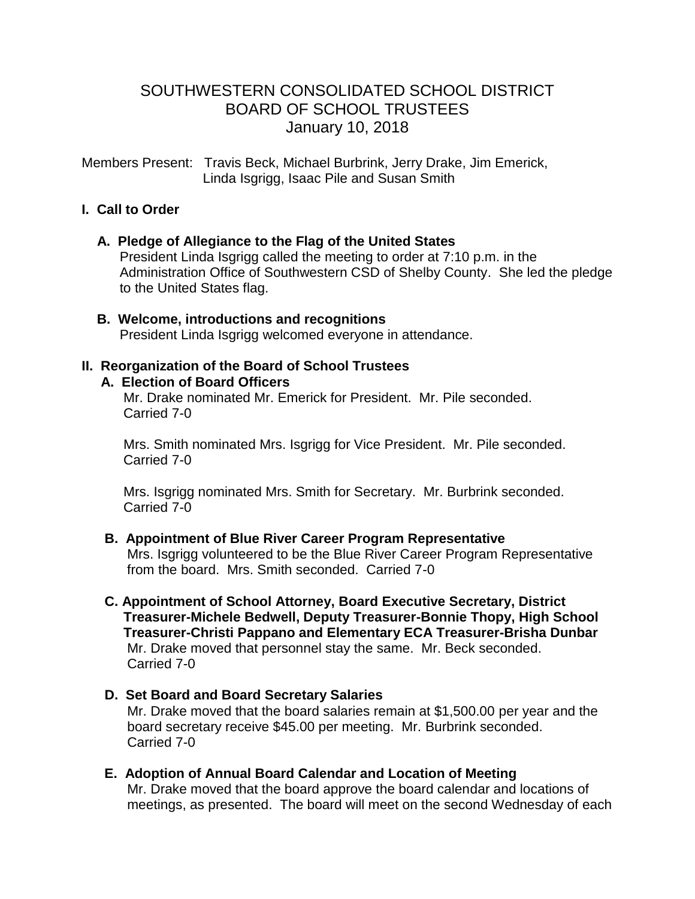# SOUTHWESTERN CONSOLIDATED SCHOOL DISTRICT
# BOARD OF SCHOOL TRUSTEES
## January 10, 2018

Members Present: Travis Beck, Michael Burbrink, Jerry Drake, Jim Emerick, Linda Isgrigg, Isaac Pile and Susan Smith

## I. Call to Order

### A. Pledge of Allegiance to the Flag of the United States

President Linda Isgrigg called the meeting to order at 7:10 p.m. in the Administration Office of Southwestern CSD of Shelby County. She led the pledge to the United States flag.

### B. Welcome, introductions and recognitions

President Linda Isgrigg welcomed everyone in attendance.

## II. Reorganization of the Board of School Trustees

### A. Election of Board Officers

Mr. Drake nominated Mr. Emerick for President. Mr. Pile seconded. Carried 7-0

Mrs. Smith nominated Mrs. Isgrigg for Vice President. Mr. Pile seconded. Carried 7-0

Mrs. Isgrigg nominated Mrs. Smith for Secretary. Mr. Burbrink seconded. Carried 7-0

### B. Appointment of Blue River Career Program Representative

Mrs. Isgrigg volunteered to be the Blue River Career Program Representative from the board. Mrs. Smith seconded. Carried 7-0

### C. Appointment of School Attorney, Board Executive Secretary, District Treasurer-Michele Bedwell, Deputy Treasurer-Bonnie Thopy, High School Treasurer-Christi Pappano and Elementary ECA Treasurer-Brisha Dunbar

Mr. Drake moved that personnel stay the same. Mr. Beck seconded. Carried 7-0

### D. Set Board and Board Secretary Salaries

Mr. Drake moved that the board salaries remain at $1,500.00 per year and the board secretary receive $45.00 per meeting. Mr. Burbrink seconded. Carried 7-0

### E. Adoption of Annual Board Calendar and Location of Meeting

Mr. Drake moved that the board approve the board calendar and locations of meetings, as presented. The board will meet on the second Wednesday of each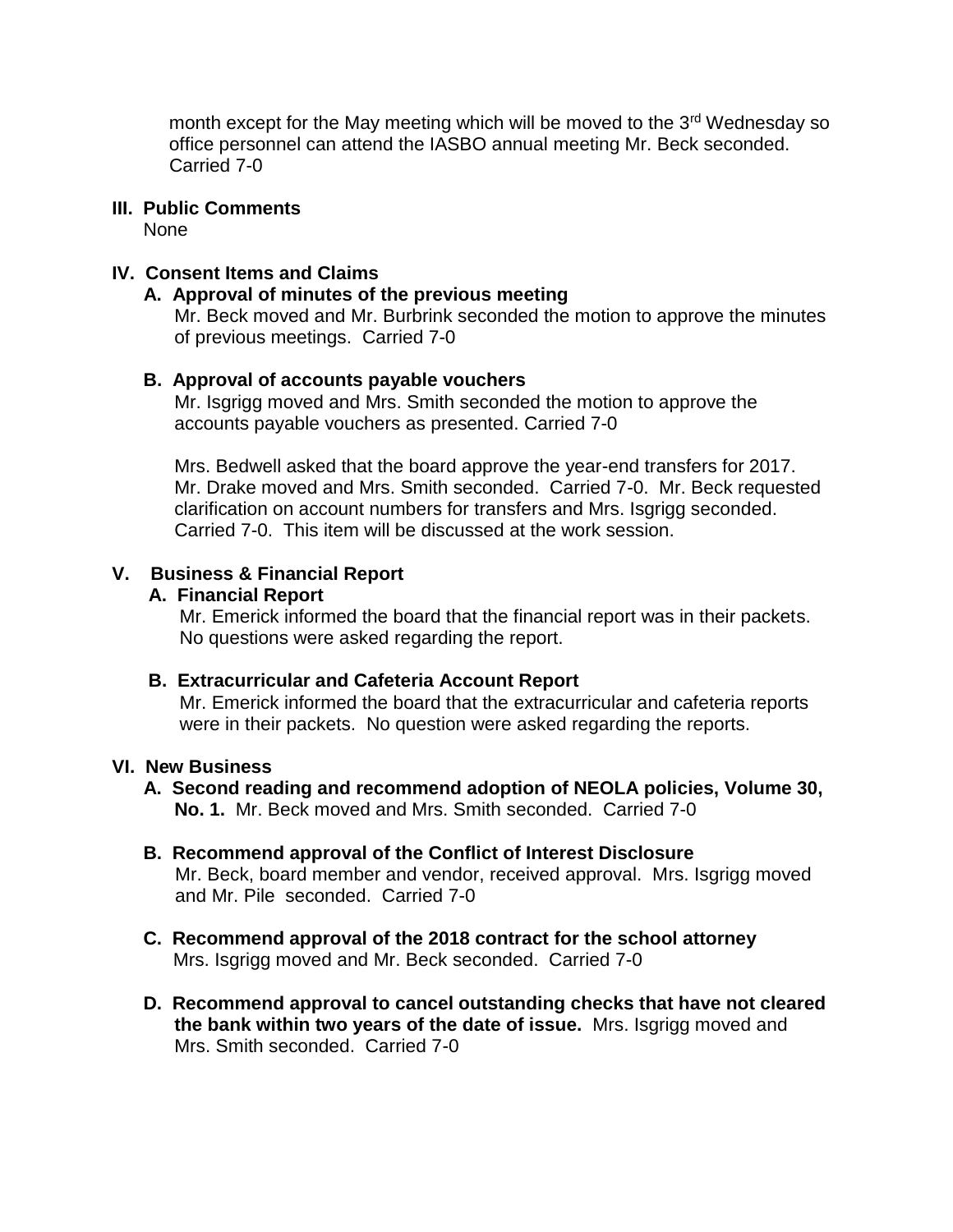month except for the May meeting which will be moved to the 3rd Wednesday so office personnel can attend the IASBO annual meeting Mr. Beck seconded. Carried 7-0

## III. Public Comments

None

## IV. Consent Items and Claims

### A. Approval of minutes of the previous meeting

Mr. Beck moved and Mr. Burbrink seconded the motion to approve the minutes of previous meetings. Carried 7-0

### B. Approval of accounts payable vouchers

Mr. Isgrigg moved and Mrs. Smith seconded the motion to approve the accounts payable vouchers as presented. Carried 7-0

Mrs. Bedwell asked that the board approve the year-end transfers for 2017. Mr. Drake moved and Mrs. Smith seconded. Carried 7-0. Mr. Beck requested clarification on account numbers for transfers and Mrs. Isgrigg seconded. Carried 7-0. This item will be discussed at the work session.

## V. Business & Financial Report

### A. Financial Report

Mr. Emerick informed the board that the financial report was in their packets. No questions were asked regarding the report.

### B. Extracurricular and Cafeteria Account Report

Mr. Emerick informed the board that the extracurricular and cafeteria reports were in their packets. No question were asked regarding the reports.

## VI. New Business

**A. Second reading and recommend adoption of NEOLA policies, Volume 30, No. 1.** Mr. Beck moved and Mrs. Smith seconded. Carried 7-0

**B. Recommend approval of the Conflict of Interest Disclosure**
Mr. Beck, board member and vendor, received approval. Mrs. Isgrigg moved and Mr. Pile seconded. Carried 7-0

**C. Recommend approval of the 2018 contract for the school attorney**
Mrs. Isgrigg moved and Mr. Beck seconded. Carried 7-0

**D. Recommend approval to cancel outstanding checks that have not cleared the bank within two years of the date of issue.** Mrs. Isgrigg moved and Mrs. Smith seconded. Carried 7-0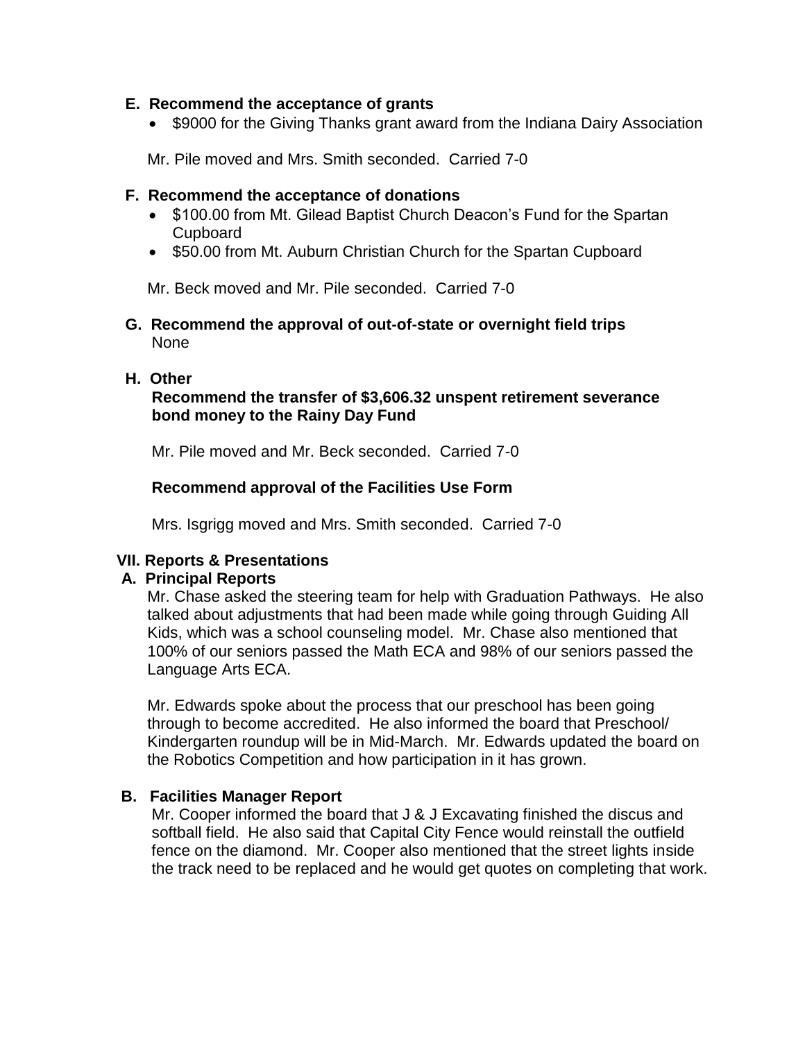**E. Recommend the acceptance of grants**

- $9000 for the Giving Thanks grant award from the Indiana Dairy Association

Mr. Pile moved and Mrs. Smith seconded. Carried 7-0

**F. Recommend the acceptance of donations**

- $100.00 from Mt. Gilead Baptist Church Deacon's Fund for the Spartan Cupboard
- $50.00 from Mt. Auburn Christian Church for the Spartan Cupboard

Mr. Beck moved and Mr. Pile seconded. Carried 7-0

**G. Recommend the approval of out-of-state or overnight field trips**

None

**H. Other**

**Recommend the transfer of $3,606.32 unspent retirement severance bond money to the Rainy Day Fund**

Mr. Pile moved and Mr. Beck seconded. Carried 7-0

**Recommend approval of the Facilities Use Form**

Mrs. Isgrigg moved and Mrs. Smith seconded. Carried 7-0

**VII. Reports & Presentations**

**A. Principal Reports**

Mr. Chase asked the steering team for help with Graduation Pathways. He also talked about adjustments that had been made while going through Guiding All Kids, which was a school counseling model. Mr. Chase also mentioned that 100% of our seniors passed the Math ECA and 98% of our seniors passed the Language Arts ECA.

Mr. Edwards spoke about the process that our preschool has been going through to become accredited. He also informed the board that Preschool/ Kindergarten roundup will be in Mid-March. Mr. Edwards updated the board on the Robotics Competition and how participation in it has grown.

**B. Facilities Manager Report**

Mr. Cooper informed the board that J & J Excavating finished the discus and softball field. He also said that Capital City Fence would reinstall the outfield fence on the diamond. Mr. Cooper also mentioned that the street lights inside the track need to be replaced and he would get quotes on completing that work.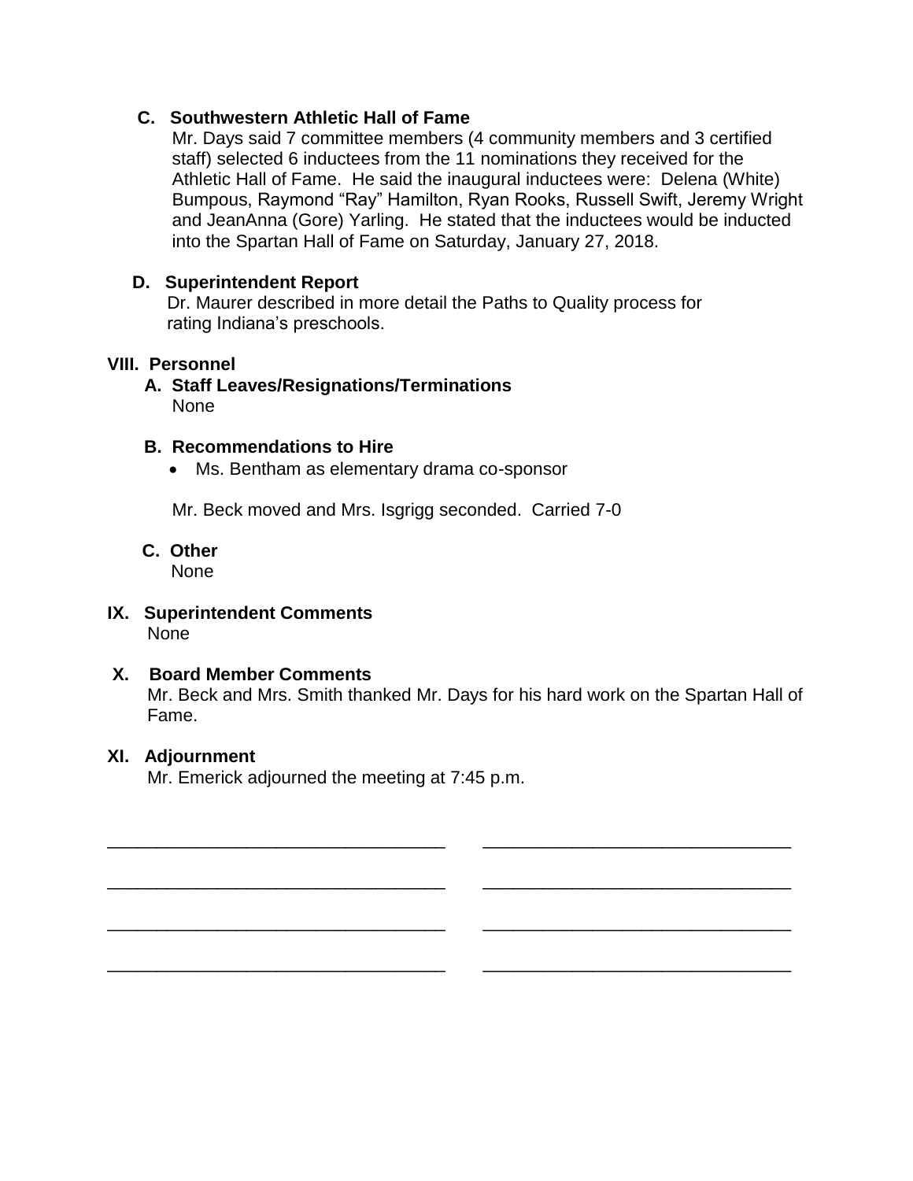**C. Southwestern Athletic Hall of Fame**

Mr. Days said 7 committee members (4 community members and 3 certified staff) selected 6 inductees from the 11 nominations they received for the Athletic Hall of Fame. He said the inaugural inductees were: Delena (White) Bumpous, Raymond "Ray" Hamilton, Ryan Rooks, Russell Swift, Jeremy Wright and JeanAnna (Gore) Yarling. He stated that the inductees would be inducted into the Spartan Hall of Fame on Saturday, January 27, 2018.

**D. Superintendent Report**

Dr. Maurer described in more detail the Paths to Quality process for rating Indiana's preschools.

## VIII. Personnel

**A. Staff Leaves/Resignations/Terminations**

None

**B. Recommendations to Hire**

- Ms. Bentham as elementary drama co-sponsor

Mr. Beck moved and Mrs. Isgrigg seconded. Carried 7-0

**C. Other**

None

## IX. Superintendent Comments

None

## X. Board Member Comments

Mr. Beck and Mrs. Smith thanked Mr. Days for his hard work on the Spartan Hall of Fame.

## XI. Adjournment

Mr. Emerick adjourned the meeting at 7:45 p.m.

\_\_\_\_\_\_\_\_\_\_\_\_\_\_\_\_\_\_\_\_\_\_\_\_\_\_\_\_\_\_\_\_\_\_ \_\_\_\_\_\_\_\_\_\_\_\_\_\_\_\_\_\_\_\_\_\_\_\_\_\_\_\_\_\_\_

\_\_\_\_\_\_\_\_\_\_\_\_\_\_\_\_\_\_\_\_\_\_\_\_\_\_\_\_\_\_\_\_\_\_ \_\_\_\_\_\_\_\_\_\_\_\_\_\_\_\_\_\_\_\_\_\_\_\_\_\_\_\_\_\_\_

\_\_\_\_\_\_\_\_\_\_\_\_\_\_\_\_\_\_\_\_\_\_\_\_\_\_\_\_\_\_\_\_\_\_ \_\_\_\_\_\_\_\_\_\_\_\_\_\_\_\_\_\_\_\_\_\_\_\_\_\_\_\_\_\_\_

\_\_\_\_\_\_\_\_\_\_\_\_\_\_\_\_\_\_\_\_\_\_\_\_\_\_\_\_\_\_\_\_\_\_ \_\_\_\_\_\_\_\_\_\_\_\_\_\_\_\_\_\_\_\_\_\_\_\_\_\_\_\_\_\_\_